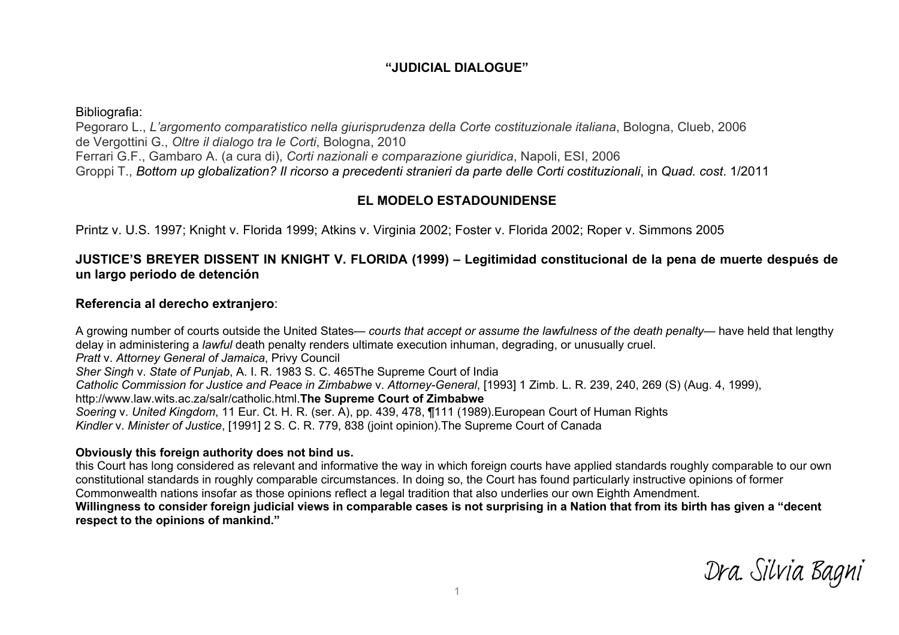## "JUDICIAL DIALOGUE"

Bibliografia:
Pegoraro L., *L'argomento comparatistico nella giurisprudenza della Corte costituzionale italiana*, Bologna, Clueb, 2006
de Vergottini G., *Oltre il dialogo tra le Corti*, Bologna, 2010
Ferrari G.F., Gambaro A. (a cura di), *Corti nazionali e comparazione giuridica*, Napoli, ESI, 2006
Groppi T., ***Bottom up globalization? Il ricorso a precedenti stranieri da parte delle Corti costituzionali***, in *Quad. cost*. 1/2011

## EL MODELO ESTADOUNIDENSE

Printz v. U.S. 1997; Knight v. Florida 1999; Atkins v. Virginia 2002; Foster v. Florida 2002; Roper v. Simmons 2005

### JUSTICE'S BREYER DISSENT IN KNIGHT V. FLORIDA (1999) – Legitimidad constitucional de la pena de muerte después de un largo periodo de detención

### Referencia al derecho extranjero:

A growing number of courts outside the United States— *courts that accept or assume the lawfulness of the death penalty*— have held that lengthy delay in administering a *lawful* death penalty renders ultimate execution inhuman, degrading, or unusually cruel.
*Pratt* v. *Attorney General of Jamaica*, Privy Council
*Sher Singh* v. *State of Punjab*, A. I. R. 1983 S. C. 465The Supreme Court of India
*Catholic Commission for Justice and Peace in Zimbabwe* v. *Attorney-General*, [1993] 1 Zimb. L. R. 239, 240, 269 (S) (Aug. 4, 1999), http://www.law.wits.ac.za/salr/catholic.html.**The Supreme Court of Zimbabwe**
*Soering* v. *United Kingdom*, 11 Eur. Ct. H. R. (ser. A), pp. 439, 478, ¶111 (1989).European Court of Human Rights
*Kindler* v. *Minister of Justice*, [1991] 2 S. C. R. 779, 838 (joint opinion).The Supreme Court of Canada

**Obviously this foreign authority does not bind us.**
this Court has long considered as relevant and informative the way in which foreign courts have applied standards roughly comparable to our own constitutional standards in roughly comparable circumstances. In doing so, the Court has found particularly instructive opinions of former Commonwealth nations insofar as those opinions reflect a legal tradition that also underlies our own Eighth Amendment.
**Willingness to consider foreign judicial views in comparable cases is not surprising in a Nation that from its birth has given a "decent respect to the opinions of mankind."**

Dra. Silvia Bagni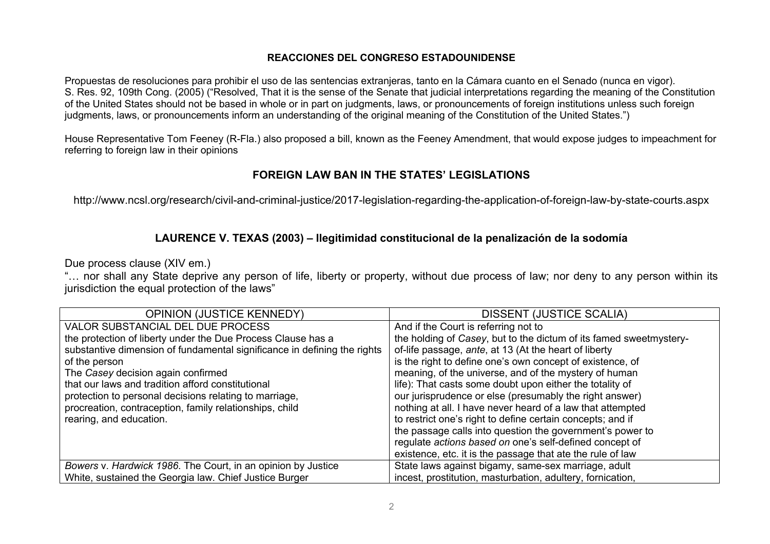## REACCIONES DEL CONGRESO ESTADOUNIDENSE

Propuestas de resoluciones para prohibir el uso de las sentencias extranjeras, tanto en la Cámara cuanto en el Senado (nunca en vigor).
S. Res. 92, 109th Cong. (2005) ("Resolved, That it is the sense of the Senate that judicial interpretations regarding the meaning of the Constitution of the United States should not be based in whole or in part on judgments, laws, or pronouncements of foreign institutions unless such foreign judgments, laws, or pronouncements inform an understanding of the original meaning of the Constitution of the United States.")

House Representative Tom Feeney (R-Fla.) also proposed a bill, known as the Feeney Amendment, that would expose judges to impeachment for referring to foreign law in their opinions

## FOREIGN LAW BAN IN THE STATES' LEGISLATIONS

http://www.ncsl.org/research/civil-and-criminal-justice/2017-legislation-regarding-the-application-of-foreign-law-by-state-courts.aspx

## LAURENCE V. TEXAS (2003) – Ilegitimidad constitucional de la penalización de la sodomía

Due process clause (XIV em.)
"… nor shall any State deprive any person of life, liberty or property, without due process of law; nor deny to any person within its jurisdiction the equal protection of the laws"

| OPINION (JUSTICE KENNEDY) | DISSENT (JUSTICE SCALIA) |
|---|---|
| VALOR SUBSTANCIAL DEL DUE PROCESS<br>the protection of liberty under the Due Process Clause has a substantive dimension of fundamental significance in defining the rights of the person<br>The *Casey* decision again confirmed that our laws and tradition afford constitutional protection to personal decisions relating to marriage, procreation, contraception, family relationships, child rearing, and education. | And if the Court is referring not to the holding of *Casey*, but to the dictum of its famed sweetmystery-of-life passage, *ante*, at 13 (At the heart of liberty is the right to define one's own concept of existence, of meaning, of the universe, and of the mystery of human life): That casts some doubt upon either the totality of our jurisprudence or else (presumably the right answer) nothing at all. I have never heard of a law that attempted to restrict one's right to define certain concepts; and if the passage calls into question the government's power to regulate *actions based on* one's self-defined concept of existence, etc. it is the passage that ate the rule of law |
| *Bowers* v. *Hardwick 1986*. The Court, in an opinion by Justice White, sustained the Georgia law. Chief Justice Burger | State laws against bigamy, same-sex marriage, adult incest, prostitution, masturbation, adultery, fornication, |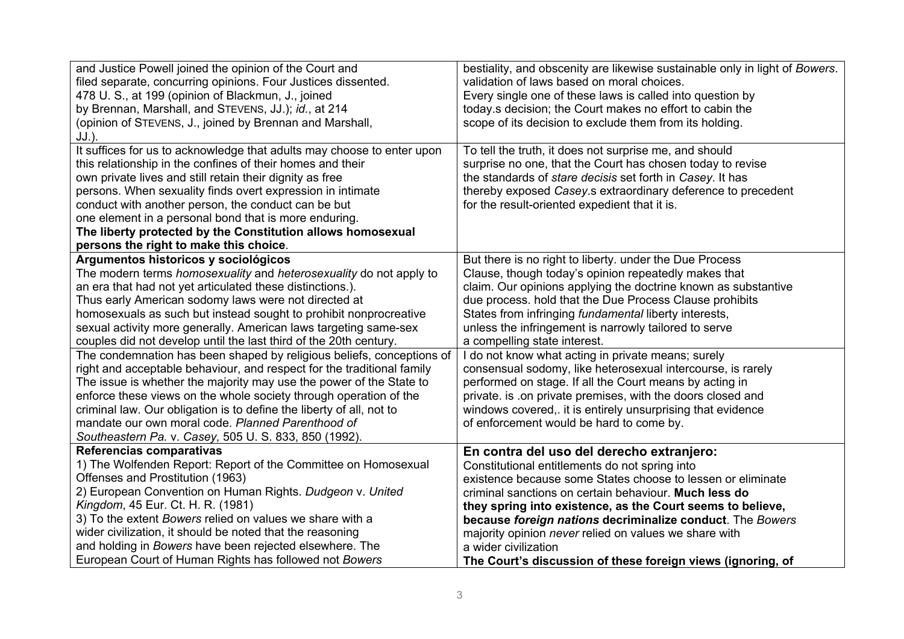| | |
|---|---|
| and Justice Powell joined the opinion of the Court and filed separate, concurring opinions. Four Justices dissented. 478 U. S., at 199 (opinion of Blackmun, J., joined by Brennan, Marshall, and STEVENS, JJ.); *id.*, at 214 (opinion of STEVENS, J., joined by Brennan and Marshall, JJ.). | bestiality, and obscenity are likewise sustainable only in light of *Bowers*. validation of laws based on moral choices. Every single one of these laws is called into question by today.s decision; the Court makes no effort to cabin the scope of its decision to exclude them from its holding. |
| It suffices for us to acknowledge that adults may choose to enter upon this relationship in the confines of their homes and their own private lives and still retain their dignity as free persons. When sexuality finds overt expression in intimate conduct with another person, the conduct can be but one element in a personal bond that is more enduring. **The liberty protected by the Constitution allows homosexual persons the right to make this choice**. | To tell the truth, it does not surprise me, and should surprise no one, that the Court has chosen today to revise the standards of *stare decisis* set forth in *Casey*. It has thereby exposed *Casey*.s extraordinary deference to precedent for the result-oriented expedient that it is. |
| **Argumentos historicos y sociológicos** The modern terms *homosexuality* and *heterosexuality* do not apply to an era that had not yet articulated these distinctions.). Thus early American sodomy laws were not directed at homosexuals as such but instead sought to prohibit nonprocreative sexual activity more generally. American laws targeting same-sex couples did not develop until the last third of the 20th century. | But there is no right to liberty. under the Due Process Clause, though today's opinion repeatedly makes that claim. Our opinions applying the doctrine known as substantive due process. hold that the Due Process Clause prohibits States from infringing *fundamental* liberty interests, unless the infringement is narrowly tailored to serve a compelling state interest. |
| The condemnation has been shaped by religious beliefs, conceptions of right and acceptable behaviour, and respect for the traditional family The issue is whether the majority may use the power of the State to enforce these views on the whole society through operation of the criminal law. Our obligation is to define the liberty of all, not to mandate our own moral code. *Planned Parenthood of Southeastern Pa.* v. *Casey,* 505 U. S. 833, 850 (1992). | I do not know what acting in private means; surely consensual sodomy, like heterosexual intercourse, is rarely performed on stage. If all the Court means by acting in private. is .on private premises, with the doors closed and windows covered,. it is entirely unsurprising that evidence of enforcement would be hard to come by. |
| **Referencias comparativas** 1) The Wolfenden Report: Report of the Committee on Homosexual Offenses and Prostitution (1963) 2) European Convention on Human Rights. *Dudgeon* v. *United Kingdom*, 45 Eur. Ct. H. R. (1981) 3) To the extent *Bowers* relied on values we share with a wider civilization, it should be noted that the reasoning and holding in *Bowers* have been rejected elsewhere. The European Court of Human Rights has followed not *Bowers* | **En contra del uso del derecho extranjero:** Constitutional entitlements do not spring into existence because some States choose to lessen or eliminate criminal sanctions on certain behaviour. **Much less do they spring into existence, as the Court seems to believe, because *foreign nations* decriminalize conduct**. The *Bowers* majority opinion *never* relied on values we share with a wider civilization **The Court's discussion of these foreign views (ignoring, of** |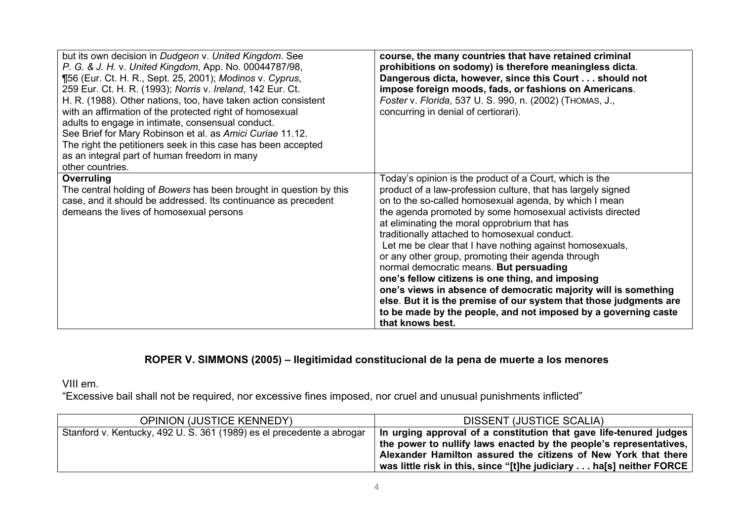| | |
|---|---|
| but its own decision in *Dudgeon* v. *United Kingdom*. See *P. G. & J. H.* v. *United Kingdom*, App. No. 00044787/98, ¶56 (Eur. Ct. H. R., Sept. 25, 2001); *Modinos* v. *Cyprus*, 259 Eur. Ct. H. R. (1993); *Norris* v. *Ireland*, 142 Eur. Ct. H. R. (1988). Other nations, too, have taken action consistent with an affirmation of the protected right of homosexual adults to engage in intimate, consensual conduct. See Brief for Mary Robinson et al. as *Amici Curiae* 11.12. The right the petitioners seek in this case has been accepted as an integral part of human freedom in many other countries. | **course, the many countries that have retained criminal prohibitions on sodomy) is therefore meaningless dicta**. **Dangerous dicta, however, since this Court . . . should not impose foreign moods, fads, or fashions on Americans**. *Foster* v. *Florida*, 537 U. S. 990, n. (2002) (THOMAS, J., concurring in denial of certiorari). |
| **Overruling**<br>The central holding of *Bowers* has been brought in question by this case, and it should be addressed. Its continuance as precedent demeans the lives of homosexual persons | Today's opinion is the product of a Court, which is the product of a law-profession culture, that has largely signed on to the so-called homosexual agenda, by which I mean the agenda promoted by some homosexual activists directed at eliminating the moral opprobrium that has traditionally attached to homosexual conduct. Let me be clear that I have nothing against homosexuals, or any other group, promoting their agenda through normal democratic means. **But persuading one's fellow citizens is one thing, and imposing one's views in absence of democratic majority will is something else**. **But it is the premise of our system that those judgments are to be made by the people, and not imposed by a governing caste that knows best.** |

## ROPER V. SIMMONS (2005) – Ilegitimidad constitucional de la pena de muerte a los menores

VIII em.

"Excessive bail shall not be required, nor excessive fines imposed, nor cruel and unusual punishments inflicted"

| OPINION (JUSTICE KENNEDY) | DISSENT (JUSTICE SCALIA) |
|---|---|
| Stanford v. Kentucky, 492 U. S. 361 (1989) es el precedente a abrogar | **In urging approval of a constitution that gave life-tenured judges the power to nullify laws enacted by the people's representatives, Alexander Hamilton assured the citizens of New York that there was little risk in this, since "[t]he judiciary . . . ha[s] neither FORCE** |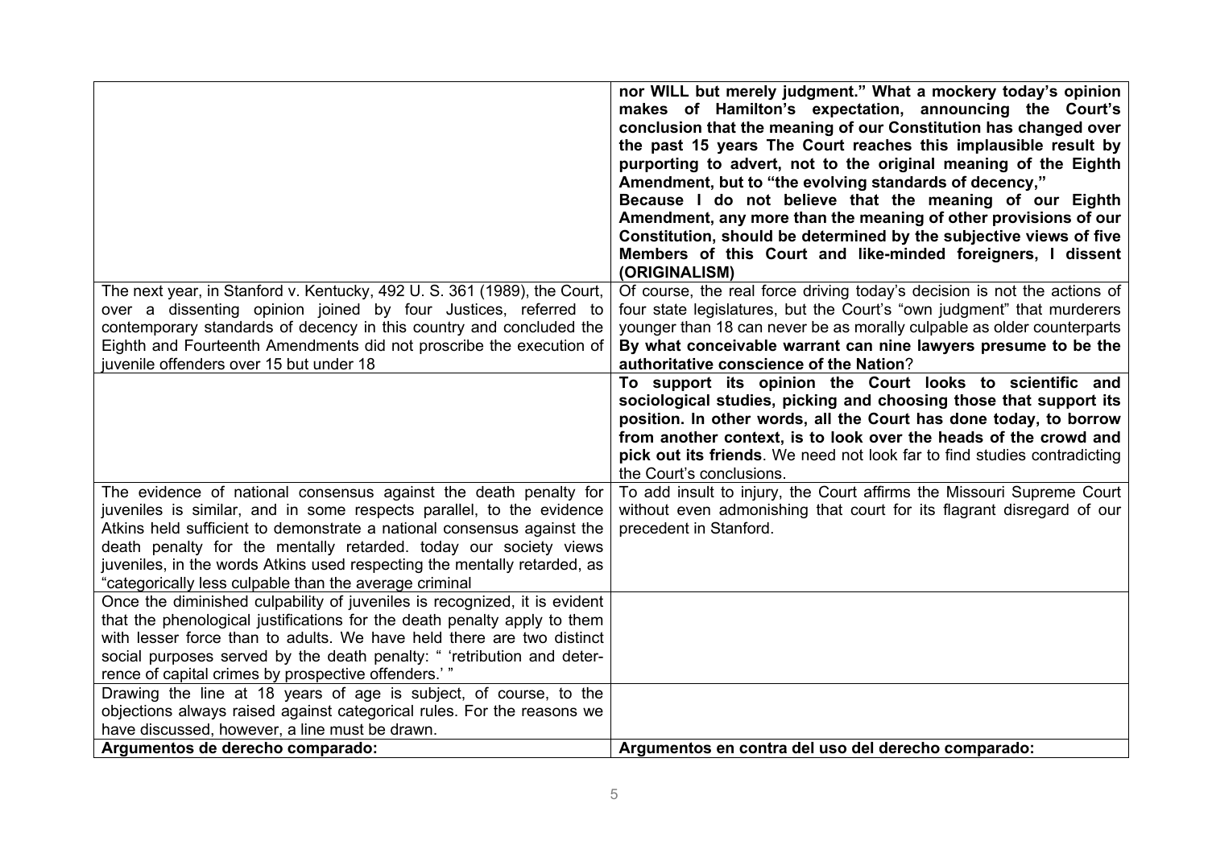|  |  |
|---|---|
|  | **nor WILL but merely judgment." What a mockery today's opinion makes of Hamilton's expectation, announcing the Court's conclusion that the meaning of our Constitution has changed over the past 15 years The Court reaches this implausible result by purporting to advert, not to the original meaning of the Eighth Amendment, but to "the evolving standards of decency," Because I do not believe that the meaning of our Eighth Amendment, any more than the meaning of other provisions of our Constitution, should be determined by the subjective views of five Members of this Court and like-minded foreigners, I dissent (ORIGINALISM)** |
| The next year, in Stanford v. Kentucky, 492 U. S. 361 (1989), the Court, over a dissenting opinion joined by four Justices, referred to contemporary standards of decency in this country and concluded the Eighth and Fourteenth Amendments did not proscribe the execution of juvenile offenders over 15 but under 18 | Of course, the real force driving today's decision is not the actions of four state legislatures, but the Court's "own judgment" that murderers younger than 18 can never be as morally culpable as older counterparts **By what conceivable warrant can nine lawyers presume to be the authoritative conscience of the Nation**? |
|  | **To support its opinion the Court looks to scientific and sociological studies, picking and choosing those that support its position. In other words, all the Court has done today, to borrow from another context, is to look over the heads of the crowd and pick out its friends**. We need not look far to find studies contradicting the Court's conclusions. |
| The evidence of national consensus against the death penalty for juveniles is similar, and in some respects parallel, to the evidence Atkins held sufficient to demonstrate a national consensus against the death penalty for the mentally retarded. today our society views juveniles, in the words Atkins used respecting the mentally retarded, as "categorically less culpable than the average criminal | To add insult to injury, the Court affirms the Missouri Supreme Court without even admonishing that court for its flagrant disregard of our precedent in Stanford. |
| Once the diminished culpability of juveniles is recognized, it is evident that the phenological justifications for the death penalty apply to them with lesser force than to adults. We have held there are two distinct social purposes served by the death penalty: " 'retribution and deterrence of capital crimes by prospective offenders.' " |  |
| Drawing the line at 18 years of age is subject, of course, to the objections always raised against categorical rules. For the reasons we have discussed, however, a line must be drawn. |  |
| **Argumentos de derecho comparado:** | **Argumentos en contra del uso del derecho comparado:** |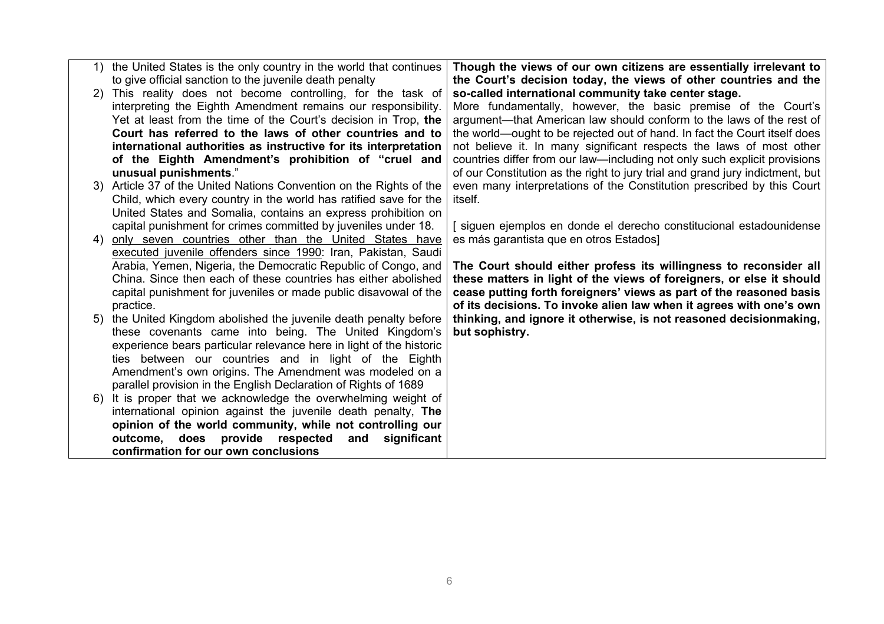| | |
|---|---|
| 1) the United States is the only country in the world that continues to give official sanction to the juvenile death penalty<br>2) This reality does not become controlling, for the task of interpreting the Eighth Amendment remains our responsibility. Yet at least from the time of the Court's decision in Trop, **the Court has referred to the laws of other countries and to international authorities as instructive for its interpretation of the Eighth Amendment's prohibition of "cruel and unusual punishments**."<br>3) Article 37 of the United Nations Convention on the Rights of the Child, which every country in the world has ratified save for the United States and Somalia, contains an express prohibition on capital punishment for crimes committed by juveniles under 18.<br>4) <u>only seven countries other than the United States have executed juvenile offenders since 1990</u>: Iran, Pakistan, Saudi Arabia, Yemen, Nigeria, the Democratic Republic of Congo, and China. Since then each of these countries has either abolished capital punishment for juveniles or made public disavowal of the practice.<br>5) the United Kingdom abolished the juvenile death penalty before these covenants came into being. The United Kingdom's experience bears particular relevance here in light of the historic ties between our countries and in light of the Eighth Amendment's own origins. The Amendment was modeled on a parallel provision in the English Declaration of Rights of 1689<br>6) It is proper that we acknowledge the overwhelming weight of international opinion against the juvenile death penalty, **The opinion of the world community, while not controlling our outcome, does provide respected and significant confirmation for our own conclusions** | **Though the views of our own citizens are essentially irrelevant to the Court's decision today, the views of other countries and the so-called international community take center stage.**<br>More fundamentally, however, the basic premise of the Court's argument—that American law should conform to the laws of the rest of the world—ought to be rejected out of hand. In fact the Court itself does not believe it. In many significant respects the laws of most other countries differ from our law—including not only such explicit provisions of our Constitution as the right to jury trial and grand jury indictment, but even many interpretations of the Constitution prescribed by this Court itself.<br><br>[ siguen ejemplos en donde el derecho constitucional estadounidense es más garantista que en otros Estados]<br><br>**The Court should either profess its willingness to reconsider all these matters in light of the views of foreigners, or else it should cease putting forth foreigners' views as part of the reasoned basis of its decisions. To invoke alien law when it agrees with one's own thinking, and ignore it otherwise, is not reasoned decisionmaking, but sophistry.** |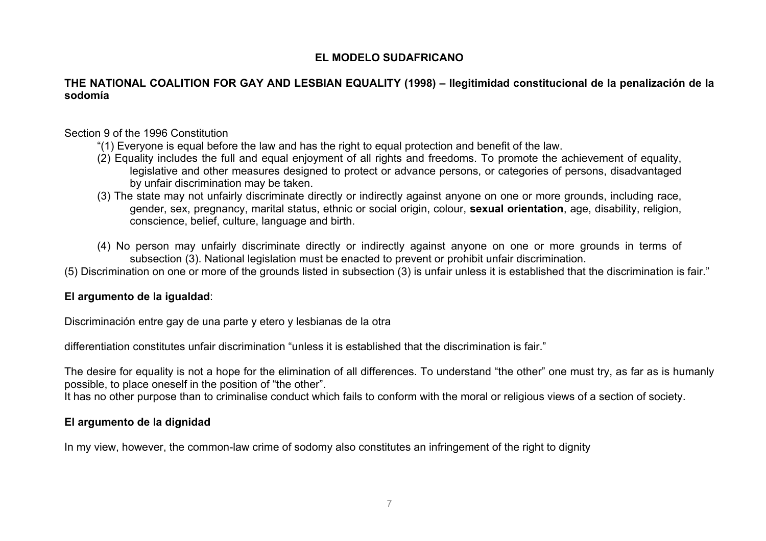## EL MODELO SUDAFRICANO

**THE NATIONAL COALITION FOR GAY AND LESBIAN EQUALITY (1998) – Ilegitimidad constitucional de la penalización de la sodomía**

Section 9 of the 1996 Constitution

"(1) Everyone is equal before the law and has the right to equal protection and benefit of the law.

(2) Equality includes the full and equal enjoyment of all rights and freedoms. To promote the achievement of equality, legislative and other measures designed to protect or advance persons, or categories of persons, disadvantaged by unfair discrimination may be taken.

(3) The state may not unfairly discriminate directly or indirectly against anyone on one or more grounds, including race, gender, sex, pregnancy, marital status, ethnic or social origin, colour, **sexual orientation**, age, disability, religion, conscience, belief, culture, language and birth.

(4) No person may unfairly discriminate directly or indirectly against anyone on one or more grounds in terms of subsection (3). National legislation must be enacted to prevent or prohibit unfair discrimination.

(5) Discrimination on one or more of the grounds listed in subsection (3) is unfair unless it is established that the discrimination is fair."

**El argumento de la igualdad**:

Discriminación entre gay de una parte y etero y lesbianas de la otra

differentiation constitutes unfair discrimination "unless it is established that the discrimination is fair."

The desire for equality is not a hope for the elimination of all differences. To understand "the other" one must try, as far as is humanly possible, to place oneself in the position of "the other".
It has no other purpose than to criminalise conduct which fails to conform with the moral or religious views of a section of society.

**El argumento de la dignidad**

In my view, however, the common-law crime of sodomy also constitutes an infringement of the right to dignity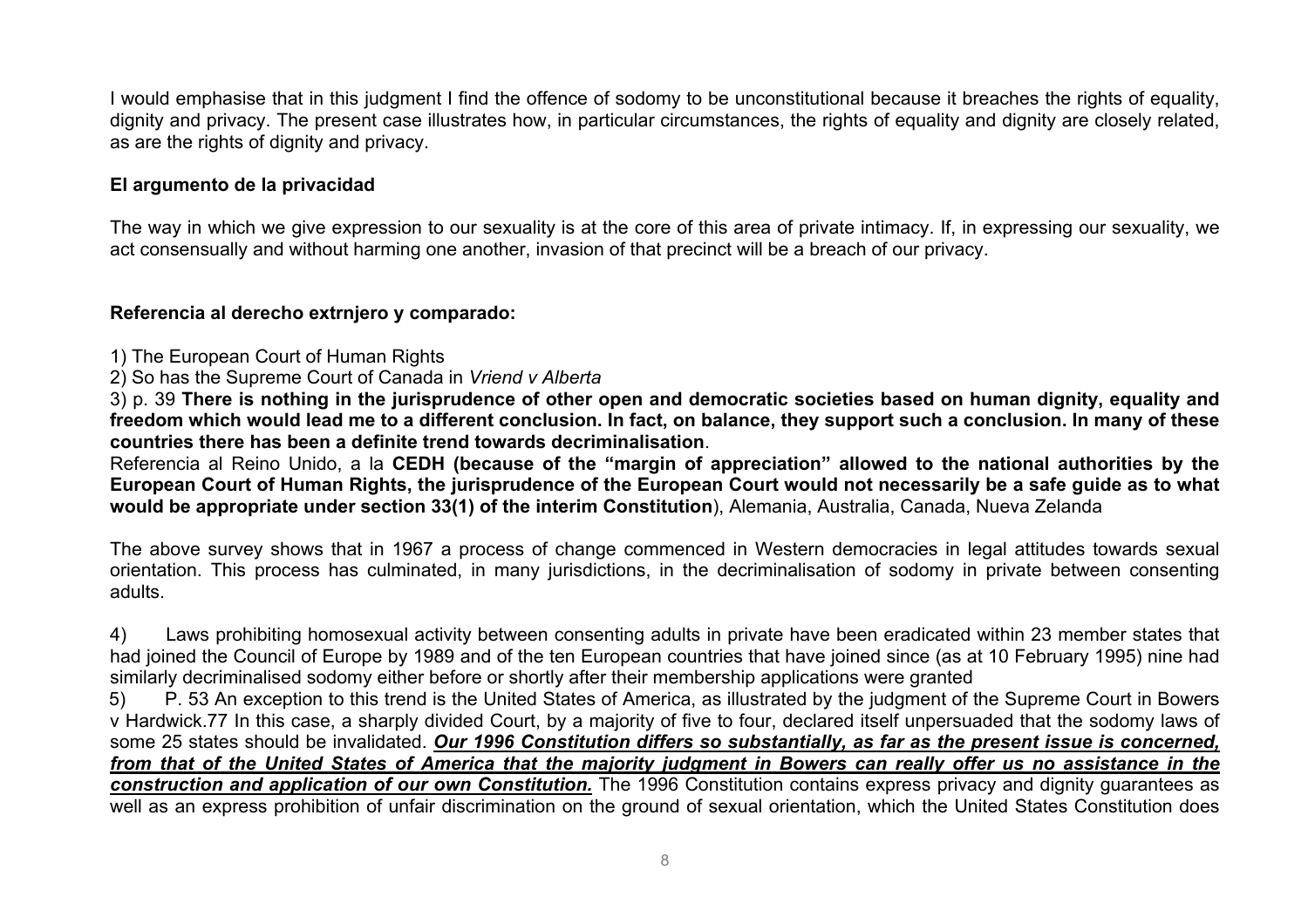I would emphasise that in this judgment I find the offence of sodomy to be unconstitutional because it breaches the rights of equality, dignity and privacy. The present case illustrates how, in particular circumstances, the rights of equality and dignity are closely related, as are the rights of dignity and privacy.

**El argumento de la privacidad**

The way in which we give expression to our sexuality is at the core of this area of private intimacy. If, in expressing our sexuality, we act consensually and without harming one another, invasion of that precinct will be a breach of our privacy.

**Referencia al derecho extrnjero y comparado:**

1) The European Court of Human Rights

2) So has the Supreme Court of Canada in *Vriend v Alberta*

3) p. 39 **There is nothing in the jurisprudence of other open and democratic societies based on human dignity, equality and freedom which would lead me to a different conclusion. In fact, on balance, they support such a conclusion. In many of these countries there has been a definite trend towards decriminalisation**.

Referencia al Reino Unido, a la **CEDH (because of the "margin of appreciation" allowed to the national authorities by the European Court of Human Rights, the jurisprudence of the European Court would not necessarily be a safe guide as to what would be appropriate under section 33(1) of the interim Constitution**), Alemania, Australia, Canada, Nueva Zelanda

The above survey shows that in 1967 a process of change commenced in Western democracies in legal attitudes towards sexual orientation. This process has culminated, in many jurisdictions, in the decriminalisation of sodomy in private between consenting adults.

4) Laws prohibiting homosexual activity between consenting adults in private have been eradicated within 23 member states that had joined the Council of Europe by 1989 and of the ten European countries that have joined since (as at 10 February 1995) nine had similarly decriminalised sodomy either before or shortly after their membership applications were granted

5) P. 53 An exception to this trend is the United States of America, as illustrated by the judgment of the Supreme Court in Bowers v Hardwick.77 In this case, a sharply divided Court, by a majority of five to four, declared itself unpersuaded that the sodomy laws of some 25 states should be invalidated. ***Our 1996 Constitution differs so substantially, as far as the present issue is concerned, from that of the United States of America that the majority judgment in Bowers can really offer us no assistance in the construction and application of our own Constitution.*** The 1996 Constitution contains express privacy and dignity guarantees as well as an express prohibition of unfair discrimination on the ground of sexual orientation, which the United States Constitution does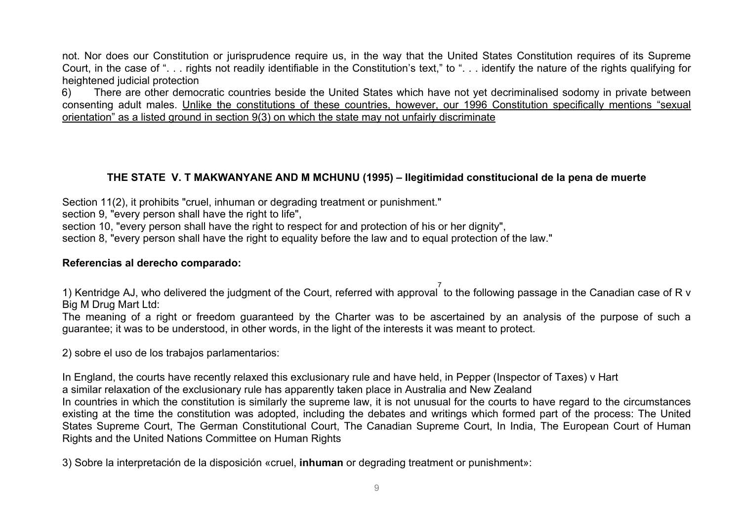not. Nor does our Constitution or jurisprudence require us, in the way that the United States Constitution requires of its Supreme Court, in the case of ". . . rights not readily identifiable in the Constitution's text," to ". . . identify the nature of the rights qualifying for heightened judicial protection

6) There are other democratic countries beside the United States which have not yet decriminalised sodomy in private between consenting adult males. <u>Unlike the constitutions of these countries, however, our 1996 Constitution specifically mentions "sexual orientation" as a listed ground in section 9(3) on which the state may not unfairly discriminate</u>

### THE STATE V. T MAKWANYANE AND M MCHUNU (1995) – Ilegitimidad constitucional de la pena de muerte

Section 11(2), it prohibits "cruel, inhuman or degrading treatment or punishment."
section 9, "every person shall have the right to life",
section 10, "every person shall have the right to respect for and protection of his or her dignity",
section 8, "every person shall have the right to equality before the law and to equal protection of the law."

**Referencias al derecho comparado:**

1) Kentridge AJ, who delivered the judgment of the Court, referred with approval[7] to the following passage in the Canadian case of R v Big M Drug Mart Ltd:
The meaning of a right or freedom guaranteed by the Charter was to be ascertained by an analysis of the purpose of such a guarantee; it was to be understood, in other words, in the light of the interests it was meant to protect.

2) sobre el uso de los trabajos parlamentarios:

In England, the courts have recently relaxed this exclusionary rule and have held, in Pepper (Inspector of Taxes) v Hart
a similar relaxation of the exclusionary rule has apparently taken place in Australia and New Zealand
In countries in which the constitution is similarly the supreme law, it is not unusual for the courts to have regard to the circumstances existing at the time the constitution was adopted, including the debates and writings which formed part of the process: The United States Supreme Court, The German Constitutional Court, The Canadian Supreme Court, In India, The European Court of Human Rights and the United Nations Committee on Human Rights

3) Sobre la interpretación de la disposición «cruel, **inhuman** or degrading treatment or punishment»: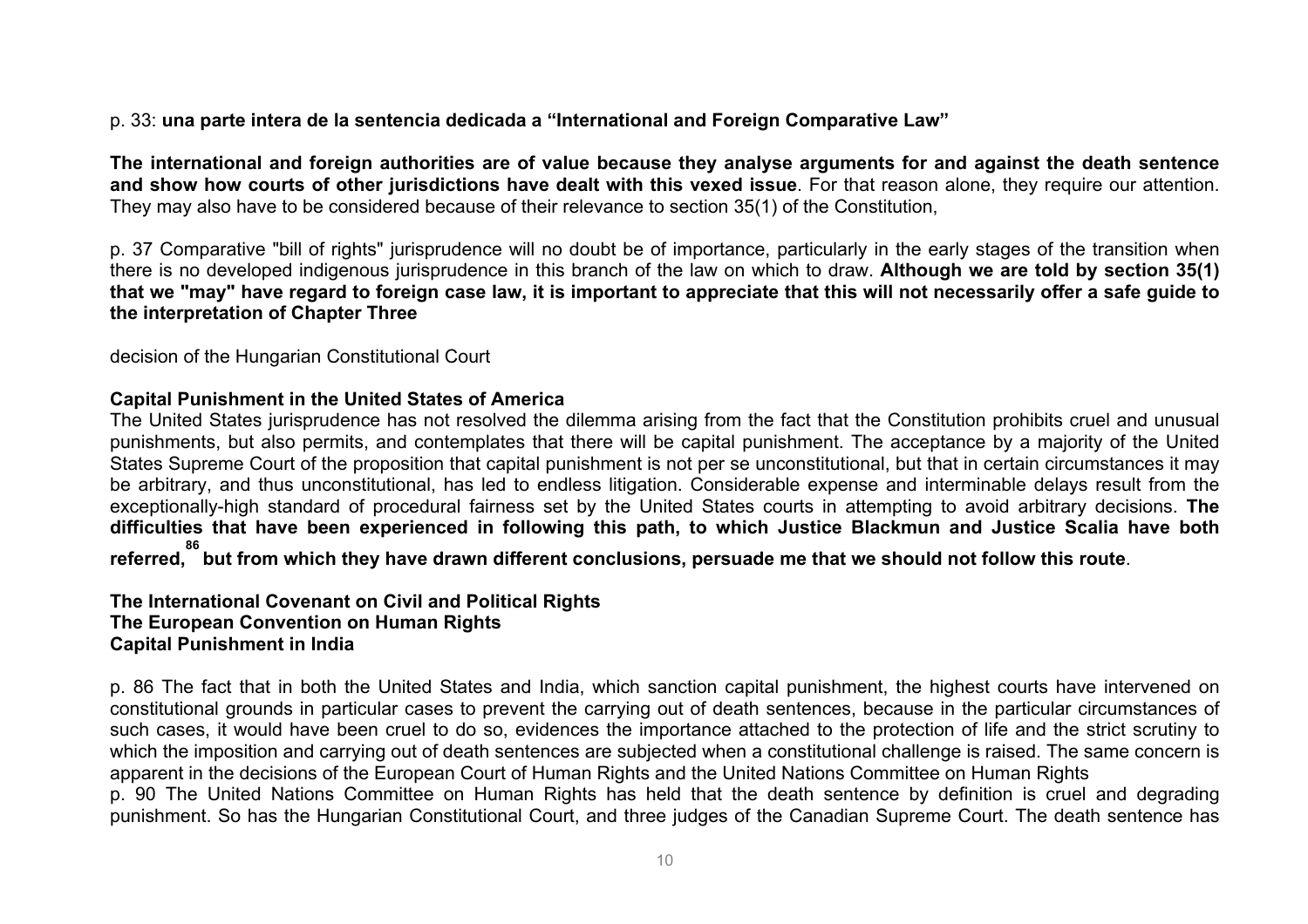p. 33: **una parte intera de la sentencia dedicada a "International and Foreign Comparative Law"**

**The international and foreign authorities are of value because they analyse arguments for and against the death sentence and show how courts of other jurisdictions have dealt with this vexed issue**. For that reason alone, they require our attention. They may also have to be considered because of their relevance to section 35(1) of the Constitution,

p. 37 Comparative "bill of rights" jurisprudence will no doubt be of importance, particularly in the early stages of the transition when there is no developed indigenous jurisprudence in this branch of the law on which to draw. **Although we are told by section 35(1) that we "may" have regard to foreign case law, it is important to appreciate that this will not necessarily offer a safe guide to the interpretation of Chapter Three**

decision of the Hungarian Constitutional Court

**Capital Punishment in the United States of America**

The United States jurisprudence has not resolved the dilemma arising from the fact that the Constitution prohibits cruel and unusual punishments, but also permits, and contemplates that there will be capital punishment. The acceptance by a majority of the United States Supreme Court of the proposition that capital punishment is not per se unconstitutional, but that in certain circumstances it may be arbitrary, and thus unconstitutional, has led to endless litigation. Considerable expense and interminable delays result from the exceptionally-high standard of procedural fairness set by the United States courts in attempting to avoid arbitrary decisions. **The difficulties that have been experienced in following this path, to which Justice Blackmun and Justice Scalia have both referred,[86] but from which they have drawn different conclusions, persuade me that we should not follow this route**.

**The International Covenant on Civil and Political Rights**
**The European Convention on Human Rights**
**Capital Punishment in India**

p. 86 The fact that in both the United States and India, which sanction capital punishment, the highest courts have intervened on constitutional grounds in particular cases to prevent the carrying out of death sentences, because in the particular circumstances of such cases, it would have been cruel to do so, evidences the importance attached to the protection of life and the strict scrutiny to which the imposition and carrying out of death sentences are subjected when a constitutional challenge is raised. The same concern is apparent in the decisions of the European Court of Human Rights and the United Nations Committee on Human Rights

p. 90 The United Nations Committee on Human Rights has held that the death sentence by definition is cruel and degrading punishment. So has the Hungarian Constitutional Court, and three judges of the Canadian Supreme Court. The death sentence has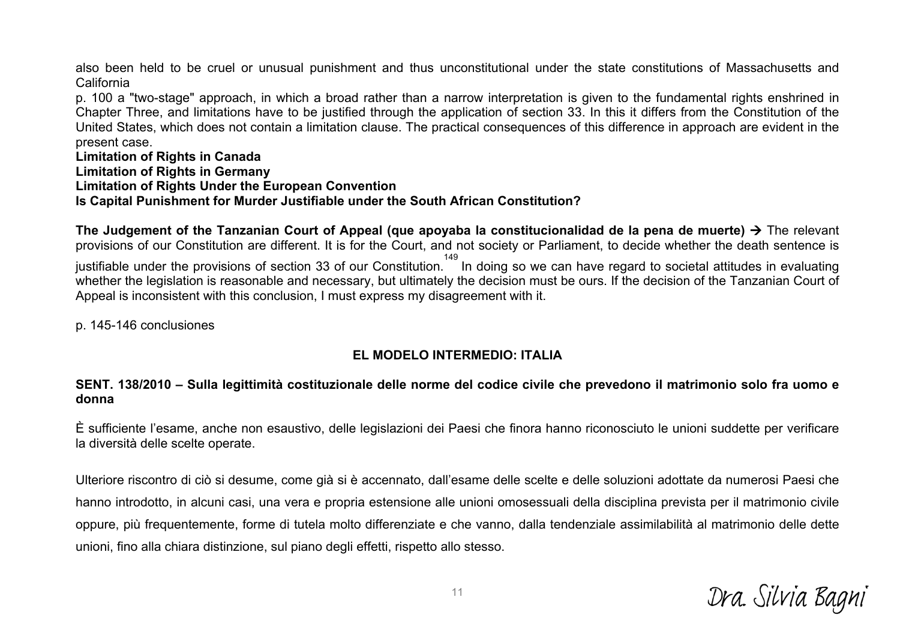also been held to be cruel or unusual punishment and thus unconstitutional under the state constitutions of Massachusetts and California

p. 100 a "two-stage" approach, in which a broad rather than a narrow interpretation is given to the fundamental rights enshrined in Chapter Three, and limitations have to be justified through the application of section 33. In this it differs from the Constitution of the United States, which does not contain a limitation clause. The practical consequences of this difference in approach are evident in the present case.

**Limitation of Rights in Canada**

**Limitation of Rights in Germany**

**Limitation of Rights Under the European Convention**

**Is Capital Punishment for Murder Justifiable under the South African Constitution?**

**The Judgement of the Tanzanian Court of Appeal (que apoyaba la constitucionalidad de la pena de muerte) →** The relevant provisions of our Constitution are different. It is for the Court, and not society or Parliament, to decide whether the death sentence is justifiable under the provisions of section 33 of our Constitution.[149] In doing so we can have regard to societal attitudes in evaluating whether the legislation is reasonable and necessary, but ultimately the decision must be ours. If the decision of the Tanzanian Court of Appeal is inconsistent with this conclusion, I must express my disagreement with it.

p. 145-146 conclusiones

## EL MODELO INTERMEDIO: ITALIA

### SENT. 138/2010 – Sulla legittimità costituzionale delle norme del codice civile che prevedono il matrimonio solo fra uomo e donna

È sufficiente l'esame, anche non esaustivo, delle legislazioni dei Paesi che finora hanno riconosciuto le unioni suddette per verificare la diversità delle scelte operate.

Ulteriore riscontro di ciò si desume, come già si è accennato, dall'esame delle scelte e delle soluzioni adottate da numerosi Paesi che hanno introdotto, in alcuni casi, una vera e propria estensione alle unioni omosessuali della disciplina prevista per il matrimonio civile oppure, più frequentemente, forme di tutela molto differenziate e che vanno, dalla tendenziale assimilabilità al matrimonio delle dette unioni, fino alla chiara distinzione, sul piano degli effetti, rispetto allo stesso.